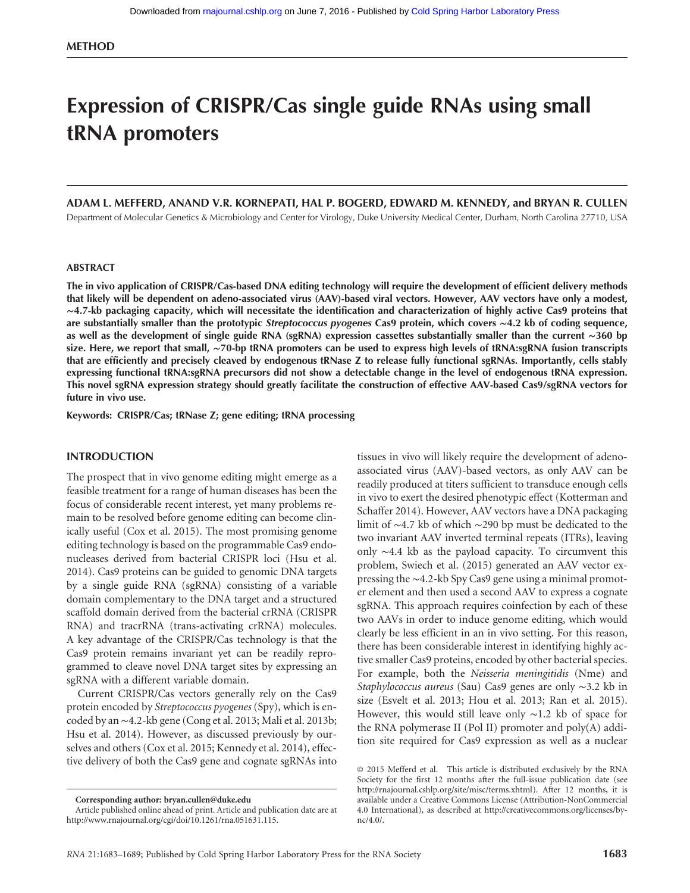METHOD

# Expression of CRISPR/Cas single guide RNAs using small tRNA promoters

**ADAM L. MEFFERD, ANAND V.R. KORNEPATI, HAL P. BOGERD, EDWARD M. KENNEDY, and BRYAN R. CULLEN**

Department of Molecular Genetics & Microbiology and Center for Virology, Duke University Medical Center, Durham, North Carolina 27710, USA

## ABSTRACT

**The in vivo application of CRISPR/Cas-based DNA editing technology will require the development of efficient delivery methods that likely will be dependent on adeno-associated virus (AAV)-based viral vectors. However, AAV vectors have only a modest, ∼4.7-kb packaging capacity, which will necessitate the identification and characterization of highly active Cas9 proteins that are substantially smaller than the prototypic *Streptococcus pyogenes* Cas9 protein, which covers ∼4.2 kb of coding sequence, as well as the development of single guide RNA (sgRNA) expression cassettes substantially smaller than the current ∼360 bp size. Here, we report that small, ∼70-bp tRNA promoters can be used to express high levels of tRNA:sgRNA fusion transcripts that are efficiently and precisely cleaved by endogenous tRNase Z to release fully functional sgRNAs. Importantly, cells stably expressing functional tRNA:sgRNA precursors did not show a detectable change in the level of endogenous tRNA expression. This novel sgRNA expression strategy should greatly facilitate the construction of effective AAV-based Cas9/sgRNA vectors for future in vivo use.**

**Keywords:** CRISPR/Cas; tRNase Z; gene editing; tRNA processing

## INTRODUCTION

The prospect that in vivo genome editing might emerge as a feasible treatment for a range of human diseases has been the focus of considerable recent interest, yet many problems remain to be resolved before genome editing can become clinically useful (Cox et al. 2015). The most promising genome editing technology is based on the programmable Cas9 endonucleases derived from bacterial CRISPR loci (Hsu et al. 2014). Cas9 proteins can be guided to genomic DNA targets by a single guide RNA (sgRNA) consisting of a variable domain complementary to the DNA target and a structured scaffold domain derived from the bacterial crRNA (CRISPR RNA) and tracrRNA (trans-activating crRNA) molecules. A key advantage of the CRISPR/Cas technology is that the Cas9 protein remains invariant yet can be readily reprogrammed to cleave novel DNA target sites by expressing an sgRNA with a different variable domain.

Current CRISPR/Cas vectors generally rely on the Cas9 protein encoded by *Streptococcus pyogenes* (Spy), which is encoded by an ∼4.2-kb gene (Cong et al. 2013; Mali et al. 2013b; Hsu et al. 2014). However, as discussed previously by ourselves and others (Cox et al. 2015; Kennedy et al. 2014), effective delivery of both the Cas9 gene and cognate sgRNAs into tissues in vivo will likely require the development of adeno-associated virus (AAV)-based vectors, as only AAV can be readily produced at titers sufficient to transduce enough cells in vivo to exert the desired phenotypic effect (Kotterman and Schaffer 2014). However, AAV vectors have a DNA packaging limit of ∼4.7 kb of which ∼290 bp must be dedicated to the two invariant AAV inverted terminal repeats (ITRs), leaving only ∼4.4 kb as the payload capacity. To circumvent this problem, Swiech et al. (2015) generated an AAV vector expressing the ∼4.2-kb Spy Cas9 gene using a minimal promoter element and then used a second AAV to express a cognate sgRNA. This approach requires coinfection by each of these two AAVs in order to induce genome editing, which would clearly be less efficient in an in vivo setting. For this reason, there has been considerable interest in identifying highly active smaller Cas9 proteins, encoded by other bacterial species. For example, both the *Neisseria meningitidis* (Nme) and *Staphylococcus aureus* (Sau) Cas9 genes are only ∼3.2 kb in size (Esvelt et al. 2013; Hou et al. 2013; Ran et al. 2015). However, this would still leave only ∼1.2 kb of space for the RNA polymerase II (Pol II) promoter and poly(A) addition site required for Cas9 expression as well as a nuclear

**Corresponding author: bryan.cullen@duke.edu**

Article published online ahead of print. Article and publication date are at http://www.rnajournal.org/cgi/doi/10.1261/rna.051631.115.

© 2015 Mefferd et al. This article is distributed exclusively by the RNA Society for the first 12 months after the full-issue publication date (see http://rnajournal.cshlp.org/site/misc/terms.xhtml). After 12 months, it is available under a Creative Commons License (Attribution-NonCommercial 4.0 International), as described at http://creativecommons.org/licenses/by-nc/4.0/.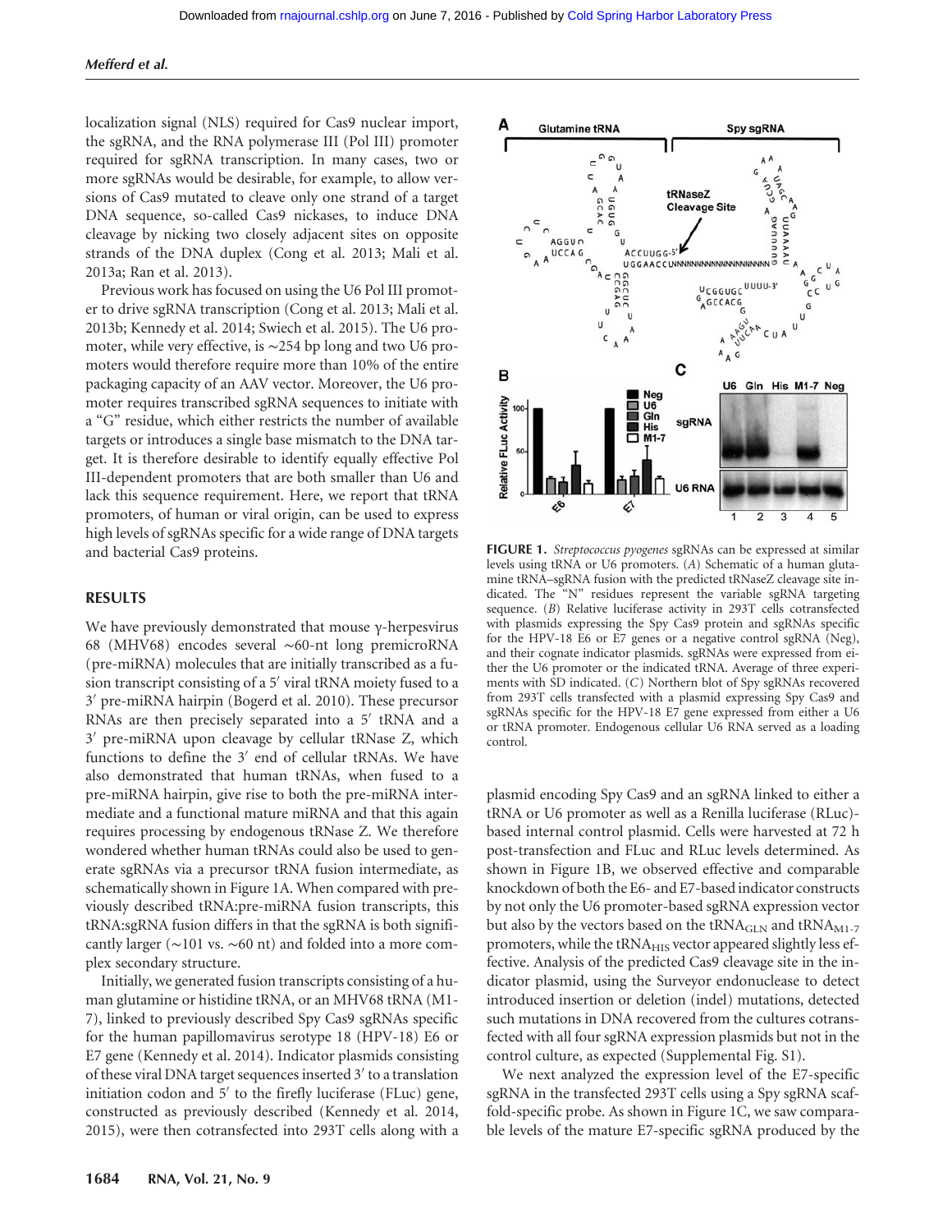localization signal (NLS) required for Cas9 nuclear import, the sgRNA, and the RNA polymerase III (Pol III) promoter required for sgRNA transcription. In many cases, two or more sgRNAs would be desirable, for example, to allow versions of Cas9 mutated to cleave only one strand of a target DNA sequence, so-called Cas9 nickases, to induce DNA cleavage by nicking two closely adjacent sites on opposite strands of the DNA duplex (Cong et al. 2013; Mali et al. 2013a; Ran et al. 2013).

Previous work has focused on using the U6 Pol III promoter to drive sgRNA transcription (Cong et al. 2013; Mali et al. 2013b; Kennedy et al. 2014; Swiech et al. 2015). The U6 promoter, while very effective, is ∼254 bp long and two U6 promoters would therefore require more than 10% of the entire packaging capacity of an AAV vector. Moreover, the U6 promoter requires transcribed sgRNA sequences to initiate with a "G" residue, which either restricts the number of available targets or introduces a single base mismatch to the DNA target. It is therefore desirable to identify equally effective Pol III-dependent promoters that are both smaller than U6 and lack this sequence requirement. Here, we report that tRNA promoters, of human or viral origin, can be used to express high levels of sgRNAs specific for a wide range of DNA targets and bacterial Cas9 proteins.

## RESULTS

We have previously demonstrated that mouse γ-herpesvirus 68 (MHV68) encodes several ∼60-nt long premicroRNA (pre-miRNA) molecules that are initially transcribed as a fusion transcript consisting of a 5′ viral tRNA moiety fused to a 3′ pre-miRNA hairpin (Bogerd et al. 2010). These precursor RNAs are then precisely separated into a 5′ tRNA and a 3′ pre-miRNA upon cleavage by cellular tRNase Z, which functions to define the 3′ end of cellular tRNAs. We have also demonstrated that human tRNAs, when fused to a pre-miRNA hairpin, give rise to both the pre-miRNA intermediate and a functional mature miRNA and that this again requires processing by endogenous tRNase Z. We therefore wondered whether human tRNAs could also be used to generate sgRNAs via a precursor tRNA fusion intermediate, as schematically shown in Figure 1A. When compared with previously described tRNA:pre-miRNA fusion transcripts, this tRNA:sgRNA fusion differs in that the sgRNA is both significantly larger (∼101 vs. ∼60 nt) and folded into a more complex secondary structure.

Initially, we generated fusion transcripts consisting of a human glutamine or histidine tRNA, or an MHV68 tRNA (M1-7), linked to previously described Spy Cas9 sgRNAs specific for the human papillomavirus serotype 18 (HPV-18) E6 or E7 gene (Kennedy et al. 2014). Indicator plasmids consisting of these viral DNA target sequences inserted 3′ to a translation initiation codon and 5′ to the firefly luciferase (FLuc) gene, constructed as previously described (Kennedy et al. 2014, 2015), were then cotransfected into 293T cells along with a plasmid encoding Spy Cas9 and an sgRNA linked to either a tRNA or U6 promoter as well as a Renilla luciferase (RLuc)-based internal control plasmid. Cells were harvested at 72 h post-transfection and FLuc and RLuc levels determined. As shown in Figure 1B, we observed effective and comparable knockdown of both the E6- and E7-based indicator constructs by not only the U6 promoter-based sgRNA expression vector but also by the vectors based on the $tRNA_{GLN}$ and $tRNA_{M1-7}$ promoters, while the $tRNA_{HIS}$ vector appeared slightly less effective. Analysis of the predicted Cas9 cleavage site in the indicator plasmid, using the Surveyor endonuclease to detect introduced insertion or deletion (indel) mutations, detected such mutations in DNA recovered from the cultures cotransfected with all four sgRNA expression plasmids but not in the control culture, as expected (Supplemental Fig. S1).

We next analyzed the expression level of the E7-specific sgRNA in the transfected 293T cells using a Spy sgRNA scaffold-specific probe. As shown in Figure 1C, we saw comparable levels of the mature E7-specific sgRNA produced by the

**FIGURE 1.** *Streptococcus pyogenes* sgRNAs can be expressed at similar levels using tRNA or U6 promoters. (*A*) Schematic of a human glutamine tRNA–sgRNA fusion with the predicted tRNaseZ cleavage site indicated. The "N" residues represent the variable sgRNA targeting sequence. (*B*) Relative luciferase activity in 293T cells cotransfected with plasmids expressing the Spy Cas9 protein and sgRNAs specific for the HPV-18 E6 or E7 genes or a negative control sgRNA (Neg), and their cognate indicator plasmids. sgRNAs were expressed from either the U6 promoter or the indicated tRNA. Average of three experiments with SD indicated. (*C*) Northern blot of Spy sgRNAs recovered from 293T cells transfected with a plasmid expressing Spy Cas9 and sgRNAs specific for the HPV-18 E7 gene expressed from either a U6 or tRNA promoter. Endogenous cellular U6 RNA served as a loading control.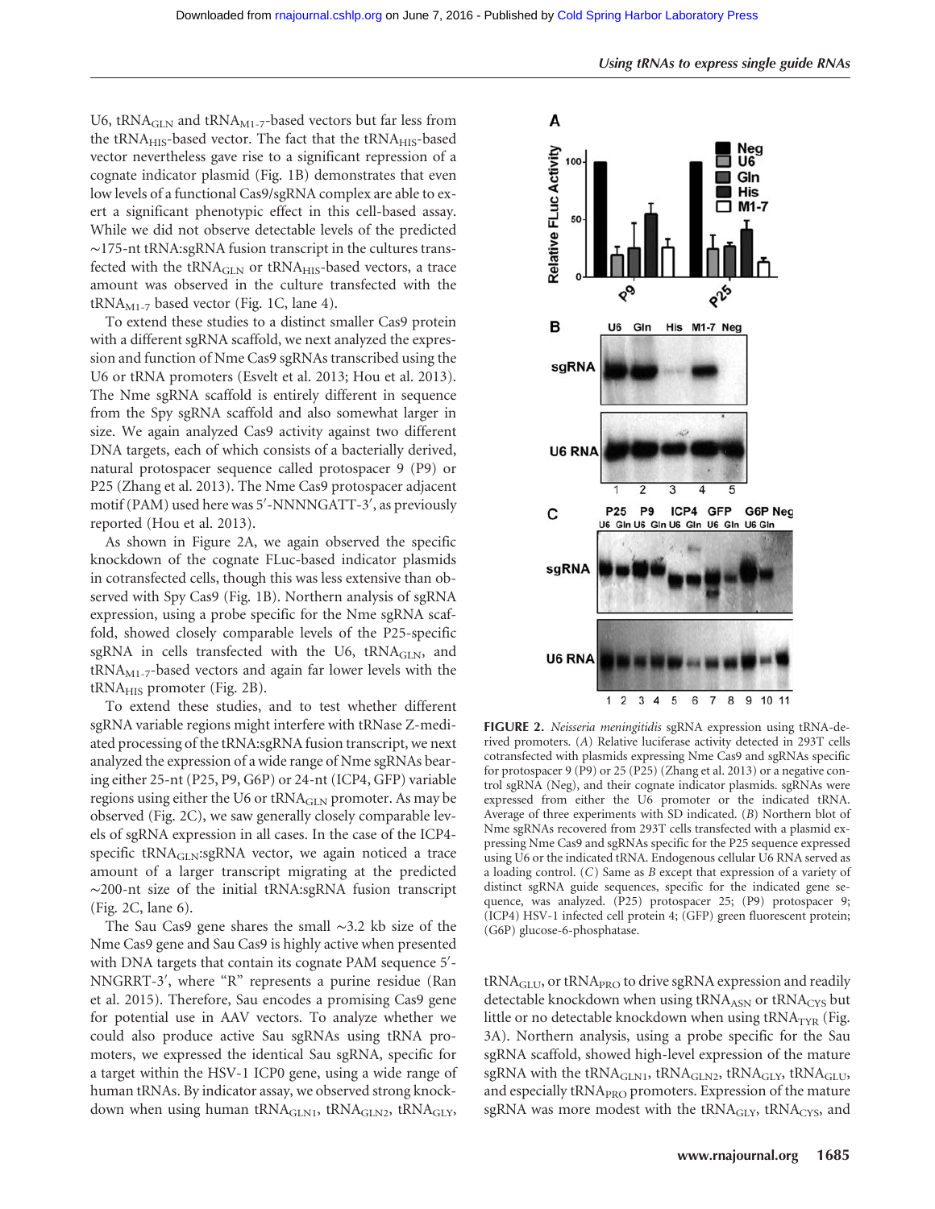U6, $\text{tRNA}_{\text{GLN}}$ and $\text{tRNA}_{\text{M1-7}}$-based vectors but far less from the $\text{tRNA}_{\text{HIS}}$-based vector. The fact that the $\text{tRNA}_{\text{HIS}}$-based vector nevertheless gave rise to a significant repression of a cognate indicator plasmid (Fig. 1B) demonstrates that even low levels of a functional Cas9/sgRNA complex are able to exert a significant phenotypic effect in this cell-based assay. While we did not observe detectable levels of the predicted ~175-nt tRNA:sgRNA fusion transcript in the cultures transfected with the $\text{tRNA}_{\text{GLN}}$ or $\text{tRNA}_{\text{HIS}}$-based vectors, a trace amount was observed in the culture transfected with the $\text{tRNA}_{\text{M1-7}}$ based vector (Fig. 1C, lane 4).

To extend these studies to a distinct smaller Cas9 protein with a different sgRNA scaffold, we next analyzed the expression and function of Nme Cas9 sgRNAs transcribed using the U6 or tRNA promoters (Esvelt et al. 2013; Hou et al. 2013). The Nme sgRNA scaffold is entirely different in sequence from the Spy sgRNA scaffold and also somewhat larger in size. We again analyzed Cas9 activity against two different DNA targets, each of which consists of a bacterially derived, natural protospacer sequence called protospacer 9 (P9) or P25 (Zhang et al. 2013). The Nme Cas9 protospacer adjacent motif (PAM) used here was 5′-NNNNGATT-3′, as previously reported (Hou et al. 2013).

As shown in Figure 2A, we again observed the specific knockdown of the cognate FLuc-based indicator plasmids in cotransfected cells, though this was less extensive than observed with Spy Cas9 (Fig. 1B). Northern analysis of sgRNA expression, using a probe specific for the Nme sgRNA scaffold, showed closely comparable levels of the P25-specific sgRNA in cells transfected with the U6, $\text{tRNA}_{\text{GLN}}$, and $\text{tRNA}_{\text{M1-7}}$-based vectors and again far lower levels with the $\text{tRNA}_{\text{HIS}}$ promoter (Fig. 2B).

To extend these studies, and to test whether different sgRNA variable regions might interfere with tRNase Z-mediated processing of the tRNA:sgRNA fusion transcript, we next analyzed the expression of a wide range of Nme sgRNAs bearing either 25-nt (P25, P9, G6P) or 24-nt (ICP4, GFP) variable regions using either the U6 or $\text{tRNA}_{\text{GLN}}$ promoter. As may be observed (Fig. 2C), we saw generally closely comparable levels of sgRNA expression in all cases. In the case of the ICP4-specific $\text{tRNA}_{\text{GLN}}$:sgRNA vector, we again noticed a trace amount of a larger transcript migrating at the predicted ~200-nt size of the initial tRNA:sgRNA fusion transcript (Fig. 2C, lane 6).

The Sau Cas9 gene shares the small ~3.2 kb size of the Nme Cas9 gene and Sau Cas9 is highly active when presented with DNA targets that contain its cognate PAM sequence 5′-NNGRRT-3′, where "R" represents a purine residue (Ran et al. 2015). Therefore, Sau encodes a promising Cas9 gene for potential use in AAV vectors. To analyze whether we could also produce active Sau sgRNAs using tRNA promoters, we expressed the identical Sau sgRNA, specific for a target within the HSV-1 ICP0 gene, using a wide range of human tRNAs. By indicator assay, we observed strong knockdown when using human $\text{tRNA}_{\text{GLN1}}$, $\text{tRNA}_{\text{GLN2}}$, $\text{tRNA}_{\text{GLY}}$,

**FIGURE 2.** *Neisseria meningitidis* sgRNA expression using tRNA-derived promoters. (*A*) Relative luciferase activity detected in 293T cells cotransfected with plasmids expressing Nme Cas9 and sgRNAs specific for protospacer 9 (P9) or 25 (P25) (Zhang et al. 2013) or a negative control sgRNA (Neg), and their cognate indicator plasmids. sgRNAs were expressed from either the U6 promoter or the indicated tRNA. Average of three experiments with SD indicated. (*B*) Northern blot of Nme sgRNAs recovered from 293T cells transfected with a plasmid expressing Nme Cas9 and sgRNAs specific for the P25 sequence expressed using U6 or the indicated tRNA. Endogenous cellular U6 RNA served as a loading control. (*C*) Same as *B* except that expression of a variety of distinct sgRNA guide sequences, specific for the indicated gene sequence, was analyzed. (P25) protospacer 25; (P9) protospacer 9; (ICP4) HSV-1 infected cell protein 4; (GFP) green fluorescent protein; (G6P) glucose-6-phosphatase.

$\text{tRNA}_{\text{GLU}}$, or $\text{tRNA}_{\text{PRO}}$ to drive sgRNA expression and readily detectable knockdown when using $\text{tRNA}_{\text{ASN}}$ or $\text{tRNA}_{\text{CYS}}$ but little or no detectable knockdown when using $\text{tRNA}_{\text{TYR}}$ (Fig. 3A). Northern analysis, using a probe specific for the Sau sgRNA scaffold, showed high-level expression of the mature sgRNA with the $\text{tRNA}_{\text{GLN1}}$, $\text{tRNA}_{\text{GLN2}}$, $\text{tRNA}_{\text{GLY}}$, $\text{tRNA}_{\text{GLU}}$, and especially $\text{tRNA}_{\text{PRO}}$ promoters. Expression of the mature sgRNA was more modest with the $\text{tRNA}_{\text{GLY}}$, $\text{tRNA}_{\text{CYS}}$, and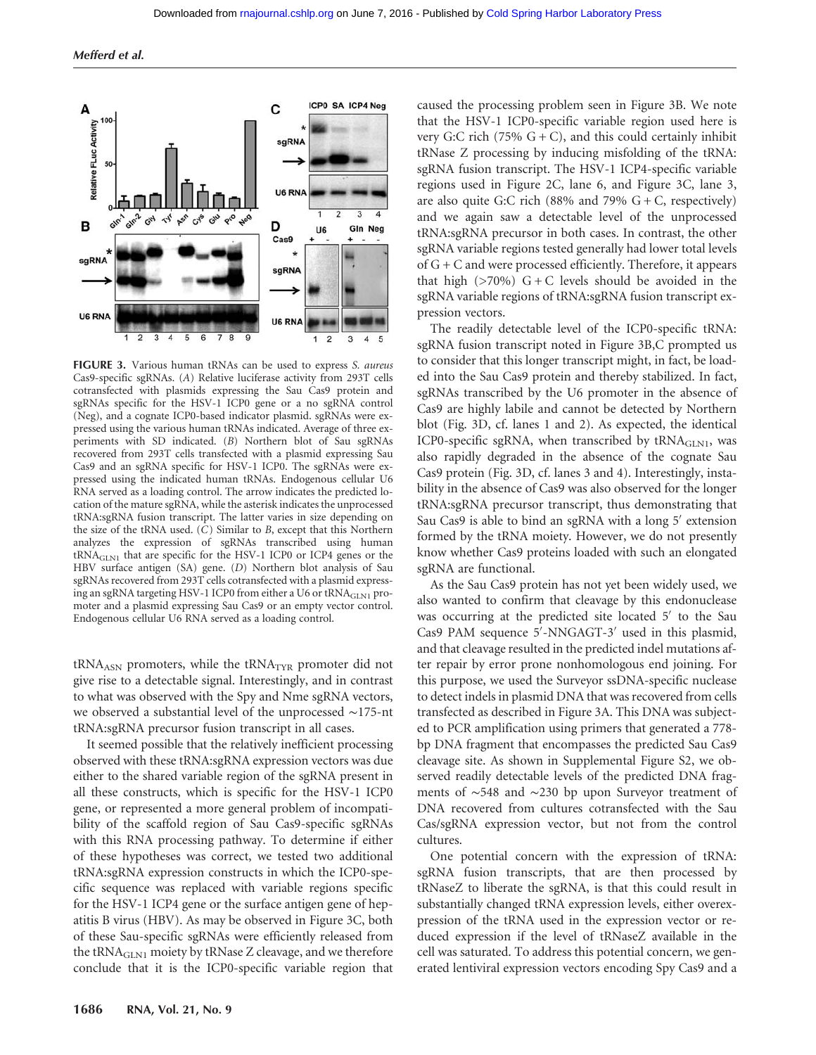**FIGURE 3.** Various human tRNAs can be used to express *S. aureus* Cas9-specific sgRNAs. (*A*) Relative luciferase activity from 293T cells cotransfected with plasmids expressing the Sau Cas9 protein and sgRNAs specific for the HSV-1 ICP0 gene or a no sgRNA control (Neg), and a cognate ICP0-based indicator plasmid. sgRNAs were expressed using the various human tRNAs indicated. Average of three experiments with SD indicated. (*B*) Northern blot of Sau sgRNAs recovered from 293T cells transfected with a plasmid expressing Sau Cas9 and an sgRNA specific for HSV-1 ICP0. The sgRNAs were expressed using the indicated human tRNAs. Endogenous cellular U6 RNA served as a loading control. The arrow indicates the predicted location of the mature sgRNA, while the asterisk indicates the unprocessed tRNA:sgRNA fusion transcript. The latter varies in size depending on the size of the tRNA used. (*C*) Similar to *B*, except that this Northern analyzes the expression of sgRNAs transcribed using human $tRNA_{GLN1}$ that are specific for the HSV-1 ICP0 or ICP4 genes or the HBV surface antigen (SA) gene. (*D*) Northern blot analysis of Sau sgRNAs recovered from 293T cells cotransfected with a plasmid expressing an sgRNA targeting HSV-1 ICP0 from either a U6 or $tRNA_{GLN1}$ promoter and a plasmid expressing Sau Cas9 or an empty vector control. Endogenous cellular U6 RNA served as a loading control.

$tRNA_{ASN}$ promoters, while the $tRNA_{TYR}$ promoter did not give rise to a detectable signal. Interestingly, and in contrast to what was observed with the Spy and Nme sgRNA vectors, we observed a substantial level of the unprocessed ∼175-nt tRNA:sgRNA precursor fusion transcript in all cases.

It seemed possible that the relatively inefficient processing observed with these tRNA:sgRNA expression vectors was due either to the shared variable region of the sgRNA present in all these constructs, which is specific for the HSV-1 ICP0 gene, or represented a more general problem of incompatibility of the scaffold region of Sau Cas9-specific sgRNAs with this RNA processing pathway. To determine if either of these hypotheses was correct, we tested two additional tRNA:sgRNA expression constructs in which the ICP0-specific sequence was replaced with variable regions specific for the HSV-1 ICP4 gene or the surface antigen gene of hepatitis B virus (HBV). As may be observed in Figure 3C, both of these Sau-specific sgRNAs were efficiently released from the $tRNA_{GLN1}$ moiety by tRNase Z cleavage, and we therefore conclude that it is the ICP0-specific variable region that caused the processing problem seen in Figure 3B. We note that the HSV-1 ICP0-specific variable region used here is very G:C rich (75% G + C), and this could certainly inhibit tRNase Z processing by inducing misfolding of the tRNA:sgRNA fusion transcript. The HSV-1 ICP4-specific variable regions used in Figure 2C, lane 6, and Figure 3C, lane 3, are also quite G:C rich (88% and 79% G + C, respectively) and we again saw a detectable level of the unprocessed tRNA:sgRNA precursor in both cases. In contrast, the other sgRNA variable regions tested generally had lower total levels of G + C and were processed efficiently. Therefore, it appears that high (>70%) G + C levels should be avoided in the sgRNA variable regions of tRNA:sgRNA fusion transcript expression vectors.

The readily detectable level of the ICP0-specific tRNA:sgRNA fusion transcript noted in Figure 3B,C prompted us to consider that this longer transcript might, in fact, be loaded into the Sau Cas9 protein and thereby stabilized. In fact, sgRNAs transcribed by the U6 promoter in the absence of Cas9 are highly labile and cannot be detected by Northern blot (Fig. 3D, cf. lanes 1 and 2). As expected, the identical ICP0-specific sgRNA, when transcribed by $tRNA_{GLN1}$, was also rapidly degraded in the absence of the cognate Sau Cas9 protein (Fig. 3D, cf. lanes 3 and 4). Interestingly, instability in the absence of Cas9 was also observed for the longer tRNA:sgRNA precursor transcript, thus demonstrating that Sau Cas9 is able to bind an sgRNA with a long 5′ extension formed by the tRNA moiety. However, we do not presently know whether Cas9 proteins loaded with such an elongated sgRNA are functional.

As the Sau Cas9 protein has not yet been widely used, we also wanted to confirm that cleavage by this endonuclease was occurring at the predicted site located 5′ to the Sau Cas9 PAM sequence 5′-NNGAGT-3′ used in this plasmid, and that cleavage resulted in the predicted indel mutations after repair by error prone nonhomologous end joining. For this purpose, we used the Surveyor ssDNA-specific nuclease to detect indels in plasmid DNA that was recovered from cells transfected as described in Figure 3A. This DNA was subjected to PCR amplification using primers that generated a 778-bp DNA fragment that encompasses the predicted Sau Cas9 cleavage site. As shown in Supplemental Figure S2, we observed readily detectable levels of the predicted DNA fragments of ∼548 and ∼230 bp upon Surveyor treatment of DNA recovered from cultures cotransfected with the Sau Cas/sgRNA expression vector, but not from the control cultures.

One potential concern with the expression of tRNA:sgRNA fusion transcripts, that are then processed by tRNaseZ to liberate the sgRNA, is that this could result in substantially changed tRNA expression levels, either overexpression of the tRNA used in the expression vector or reduced expression if the level of tRNaseZ available in the cell was saturated. To address this potential concern, we generated lentiviral expression vectors encoding Spy Cas9 and a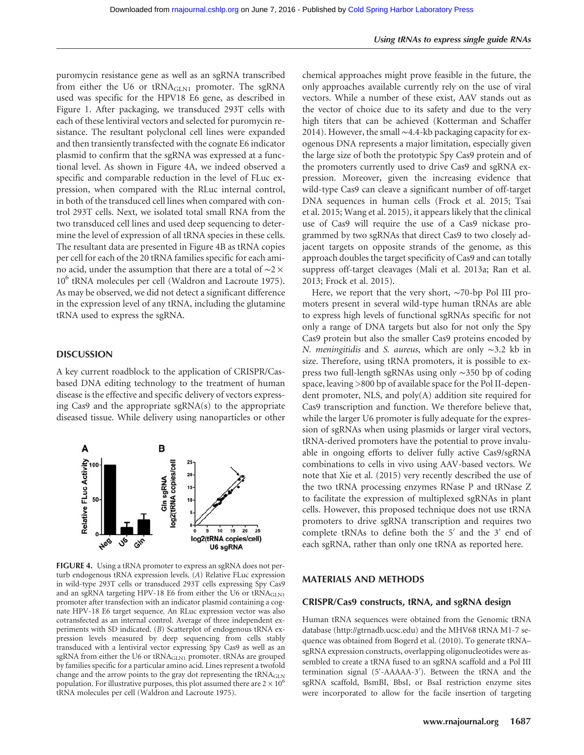puromycin resistance gene as well as an sgRNA transcribed from either the U6 or $tRNA_{GLN1}$ promoter. The sgRNA used was specific for the HPV18 E6 gene, as described in Figure 1. After packaging, we transduced 293T cells with each of these lentiviral vectors and selected for puromycin resistance. The resultant polyclonal cell lines were expanded and then transiently transfected with the cognate E6 indicator plasmid to confirm that the sgRNA was expressed at a functional level. As shown in Figure 4A, we indeed observed a specific and comparable reduction in the level of FLuc expression, when compared with the RLuc internal control, in both of the transduced cell lines when compared with control 293T cells. Next, we isolated total small RNA from the two transduced cell lines and used deep sequencing to determine the level of expression of all tRNA species in these cells. The resultant data are presented in Figure 4B as tRNA copies per cell for each of the 20 tRNA families specific for each amino acid, under the assumption that there are a total of $\sim 2 \times 10^6$ tRNA molecules per cell (Waldron and Lacroute 1975). As may be observed, we did not detect a significant difference in the expression level of any tRNA, including the glutamine tRNA used to express the sgRNA.

## DISCUSSION

A key current roadblock to the application of CRISPR/Cas-based DNA editing technology to the treatment of human disease is the effective and specific delivery of vectors expressing Cas9 and the appropriate sgRNA(s) to the appropriate diseased tissue. While delivery using nanoparticles or other chemical approaches might prove feasible in the future, the only approaches available currently rely on the use of viral vectors. While a number of these exist, AAV stands out as the vector of choice due to its safety and due to the very high titers that can be achieved (Kotterman and Schaffer 2014). However, the small ∼4.4-kb packaging capacity for exogenous DNA represents a major limitation, especially given the large size of both the prototypic Spy Cas9 protein and of the promoters currently used to drive Cas9 and sgRNA expression. Moreover, given the increasing evidence that wild-type Cas9 can cleave a significant number of off-target DNA sequences in human cells (Frock et al. 2015; Tsai et al. 2015; Wang et al. 2015), it appears likely that the clinical use of Cas9 will require the use of a Cas9 nickase programmed by two sgRNAs that direct Cas9 to two closely adjacent targets on opposite strands of the genome, as this approach doubles the target specificity of Cas9 and can totally suppress off-target cleavages (Mali et al. 2013a; Ran et al. 2013; Frock et al. 2015).

Here, we report that the very short, ∼70-bp Pol III promoters present in several wild-type human tRNAs are able to express high levels of functional sgRNAs specific for not only a range of DNA targets but also for not only the Spy Cas9 protein but also the smaller Cas9 proteins encoded by *N. meningitidis* and *S. aureus*, which are only ∼3.2 kb in size. Therefore, using tRNA promoters, it is possible to express two full-length sgRNAs using only ∼350 bp of coding space, leaving >800 bp of available space for the Pol II-dependent promoter, NLS, and poly(A) addition site required for Cas9 transcription and function. We therefore believe that, while the larger U6 promoter is fully adequate for the expression of sgRNAs when using plasmids or larger viral vectors, tRNA-derived promoters have the potential to prove invaluable in ongoing efforts to deliver fully active Cas9/sgRNA combinations to cells in vivo using AAV-based vectors. We note that Xie et al. (2015) very recently described the use of the two tRNA processing enzymes RNase P and tRNase Z to facilitate the expression of multiplexed sgRNAs in plant cells. However, this proposed technique does not use tRNA promoters to drive sgRNA transcription and requires two complete tRNAs to define both the 5′ and the 3′ end of each sgRNA, rather than only one tRNA as reported here.

**FIGURE 4.** Using a tRNA promoter to express an sgRNA does not perturb endogenous tRNA expression levels. (*A*) Relative FLuc expression in wild-type 293T cells or transduced 293T cells expressing Spy Cas9 and an sgRNA targeting HPV-18 E6 from either the U6 or $tRNA_{GLN1}$ promoter after transfection with an indicator plasmid containing a cognate HPV-18 E6 target sequence. An RLuc expression vector was also cotransfected as an internal control. Average of three independent experiments with SD indicated. (*B*) Scatterplot of endogenous tRNA expression levels measured by deep sequencing from cells stably transduced with a lentiviral vector expressing Spy Cas9 as well as an sgRNA from either the U6 or $tRNA_{GLN1}$ promoter. tRNAs are grouped by families specific for a particular amino acid. Lines represent a twofold change and the arrow points to the gray dot representing the $tRNA_{GLN}$ population. For illustrative purposes, this plot assumed there are $2 \times 10^6$ tRNA molecules per cell (Waldron and Lacroute 1975).

## MATERIALS AND METHODS

### CRISPR/Cas9 constructs, tRNA, and sgRNA design

Human tRNA sequences were obtained from the Genomic tRNA database (http://gtrnadb.ucsc.edu) and the MHV68 tRNA M1-7 sequence was obtained from Bogerd et al. (2010). To generate tRNA–sgRNA expression constructs, overlapping oligonucleotides were assembled to create a tRNA fused to an sgRNA scaffold and a Pol III termination signal (5′-AAAAA-3′). Between the tRNA and the sgRNA scaffold, BsmBI, BbsI, or BsaI restriction enzyme sites were incorporated to allow for the facile insertion of targeting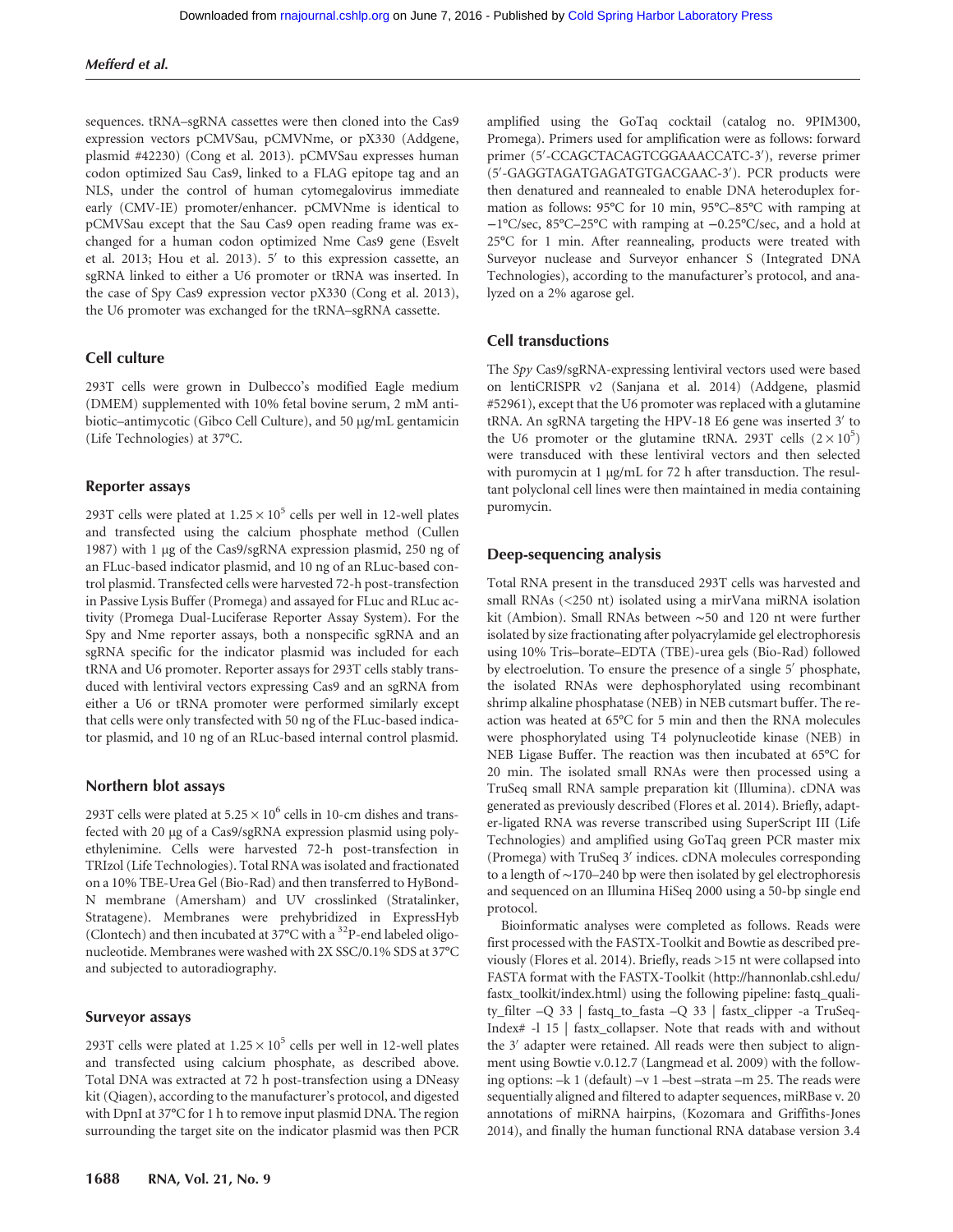sequences. tRNA–sgRNA cassettes were then cloned into the Cas9 expression vectors pCMVSau, pCMVNme, or pX330 (Addgene, plasmid #42230) (Cong et al. 2013). pCMVSau expresses human codon optimized Sau Cas9, linked to a FLAG epitope tag and an NLS, under the control of human cytomegalovirus immediate early (CMV-IE) promoter/enhancer. pCMVNme is identical to pCMVSau except that the Sau Cas9 open reading frame was exchanged for a human codon optimized Nme Cas9 gene (Esvelt et al. 2013; Hou et al. 2013). 5′ to this expression cassette, an sgRNA linked to either a U6 promoter or tRNA was inserted. In the case of Spy Cas9 expression vector pX330 (Cong et al. 2013), the U6 promoter was exchanged for the tRNA–sgRNA cassette.

### Cell culture

293T cells were grown in Dulbecco's modified Eagle medium (DMEM) supplemented with 10% fetal bovine serum, 2 mM antibiotic–antimycotic (Gibco Cell Culture), and 50 µg/mL gentamicin (Life Technologies) at 37°C.

### Reporter assays

293T cells were plated at $1.25 \times 10^5$ cells per well in 12-well plates and transfected using the calcium phosphate method (Cullen 1987) with 1 µg of the Cas9/sgRNA expression plasmid, 250 ng of an FLuc-based indicator plasmid, and 10 ng of an RLuc-based control plasmid. Transfected cells were harvested 72-h post-transfection in Passive Lysis Buffer (Promega) and assayed for FLuc and RLuc activity (Promega Dual-Luciferase Reporter Assay System). For the Spy and Nme reporter assays, both a nonspecific sgRNA and an sgRNA specific for the indicator plasmid was included for each tRNA and U6 promoter. Reporter assays for 293T cells stably transduced with lentiviral vectors expressing Cas9 and an sgRNA from either a U6 or tRNA promoter were performed similarly except that cells were only transfected with 50 ng of the FLuc-based indicator plasmid, and 10 ng of an RLuc-based internal control plasmid.

### Northern blot assays

293T cells were plated at $5.25 \times 10^6$ cells in 10-cm dishes and transfected with 20 µg of a Cas9/sgRNA expression plasmid using polyethylenimine. Cells were harvested 72-h post-transfection in TRIzol (Life Technologies). Total RNA was isolated and fractionated on a 10% TBE-Urea Gel (Bio-Rad) and then transferred to HyBond-N membrane (Amersham) and UV crosslinked (Stratalinker, Stratagene). Membranes were prehybridized in ExpressHyb (Clontech) and then incubated at 37°C with a $^{32}$P-end labeled oligonucleotide. Membranes were washed with 2X SSC/0.1% SDS at 37°C and subjected to autoradiography.

### Surveyor assays

293T cells were plated at $1.25 \times 10^5$ cells per well in 12-well plates and transfected using calcium phosphate, as described above. Total DNA was extracted at 72 h post-transfection using a DNeasy kit (Qiagen), according to the manufacturer's protocol, and digested with DpnI at 37°C for 1 h to remove input plasmid DNA. The region surrounding the target site on the indicator plasmid was then PCR amplified using the GoTaq cocktail (catalog no. 9PIM300, Promega). Primers used for amplification were as follows: forward primer (5′-CCAGCTACAGTCGGAAACCATC-3′), reverse primer (5′-GAGGTAGATGAGATGTGACGAAC-3′). PCR products were then denatured and reannealed to enable DNA heteroduplex formation as follows: 95°C for 10 min, 95°C–85°C with ramping at −1°C/sec, 85°C–25°C with ramping at −0.25°C/sec, and a hold at 25°C for 1 min. After reannealing, products were treated with Surveyor nuclease and Surveyor enhancer S (Integrated DNA Technologies), according to the manufacturer's protocol, and analyzed on a 2% agarose gel.

### Cell transductions

The *Spy* Cas9/sgRNA-expressing lentiviral vectors used were based on lentiCRISPR v2 (Sanjana et al. 2014) (Addgene, plasmid #52961), except that the U6 promoter was replaced with a glutamine tRNA. An sgRNA targeting the HPV-18 E6 gene was inserted 3′ to the U6 promoter or the glutamine tRNA. 293T cells ($2 \times 10^5$) were transduced with these lentiviral vectors and then selected with puromycin at 1 µg/mL for 72 h after transduction. The resultant polyclonal cell lines were then maintained in media containing puromycin.

### Deep-sequencing analysis

Total RNA present in the transduced 293T cells was harvested and small RNAs (<250 nt) isolated using a mirVana miRNA isolation kit (Ambion). Small RNAs between ∼50 and 120 nt were further isolated by size fractionating after polyacrylamide gel electrophoresis using 10% Tris–borate–EDTA (TBE)-urea gels (Bio-Rad) followed by electroelution. To ensure the presence of a single 5′ phosphate, the isolated RNAs were dephosphorylated using recombinant shrimp alkaline phosphatase (NEB) in NEB cutsmart buffer. The reaction was heated at 65°C for 5 min and then the RNA molecules were phosphorylated using T4 polynucleotide kinase (NEB) in NEB Ligase Buffer. The reaction was then incubated at 65°C for 20 min. The isolated small RNAs were then processed using a TruSeq small RNA sample preparation kit (Illumina). cDNA was generated as previously described (Flores et al. 2014). Briefly, adapter-ligated RNA was reverse transcribed using SuperScript III (Life Technologies) and amplified using GoTaq green PCR master mix (Promega) with TruSeq 3′ indices. cDNA molecules corresponding to a length of ∼170–240 bp were then isolated by gel electrophoresis and sequenced on an Illumina HiSeq 2000 using a 50-bp single end protocol.

Bioinformatic analyses were completed as follows. Reads were first processed with the FASTX-Toolkit and Bowtie as described previously (Flores et al. 2014). Briefly, reads >15 nt were collapsed into FASTA format with the FASTX-Toolkit (http://hannonlab.cshl.edu/fastx_toolkit/index.html) using the following pipeline: fastq_quality_filter –Q 33 | fastq_to_fasta –Q 33 | fastx_clipper -a TruSeq-Index# -l 15 | fastx_collapser. Note that reads with and without the 3′ adapter were retained. All reads were then subject to alignment using Bowtie v.0.12.7 (Langmead et al. 2009) with the following options: –k 1 (default) –v 1 –best –strata –m 25. The reads were sequentially aligned and filtered to adapter sequences, miRBase v. 20 annotations of miRNA hairpins, (Kozomara and Griffiths-Jones 2014), and finally the human functional RNA database version 3.4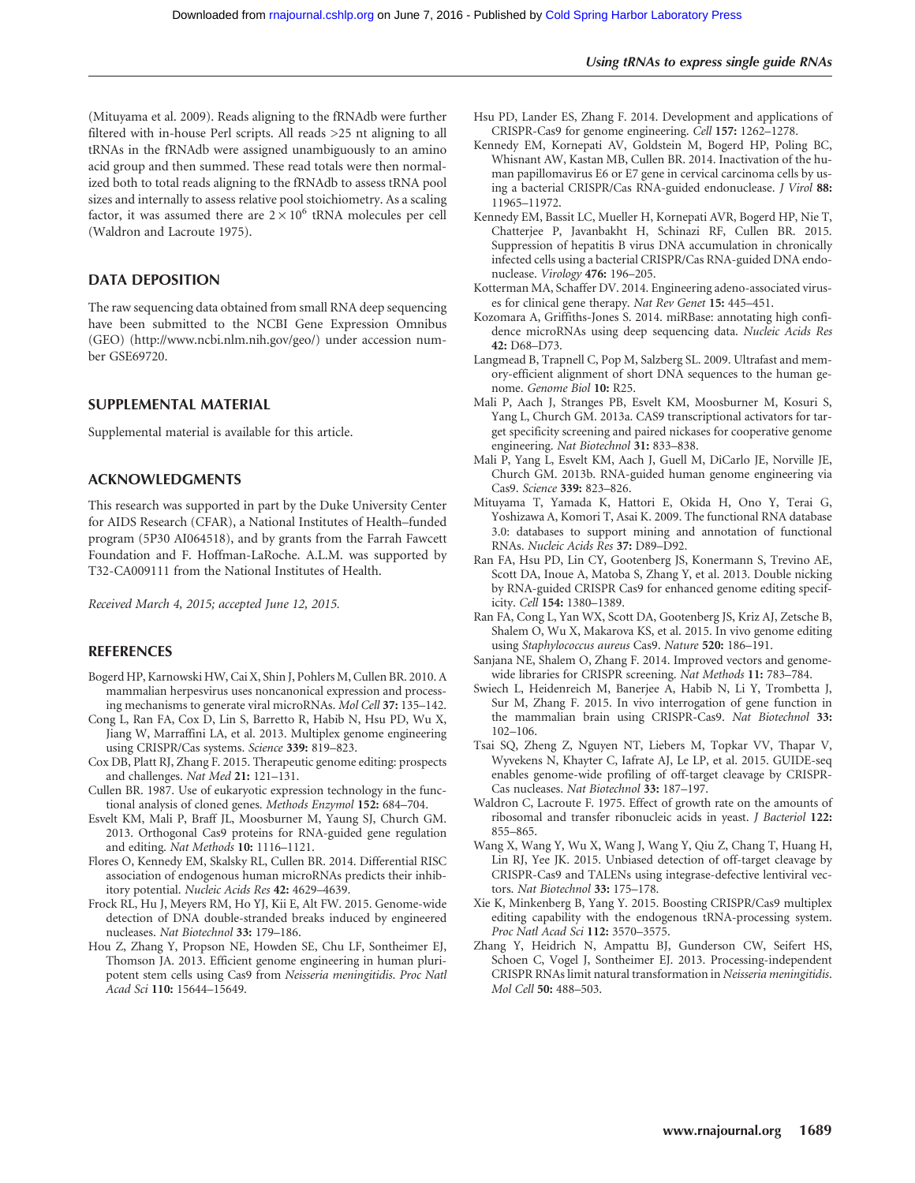(Mituyama et al. 2009). Reads aligning to the fRNAdb were further filtered with in-house Perl scripts. All reads >25 nt aligning to all tRNAs in the fRNAdb were assigned unambiguously to an amino acid group and then summed. These read totals were then normalized both to total reads aligning to the fRNAdb to assess tRNA pool sizes and internally to assess relative pool stoichiometry. As a scaling factor, it was assumed there are $2 \times 10^6$ tRNA molecules per cell (Waldron and Lacroute 1975).

## DATA DEPOSITION

The raw sequencing data obtained from small RNA deep sequencing have been submitted to the NCBI Gene Expression Omnibus (GEO) (http://www.ncbi.nlm.nih.gov/geo/) under accession number GSE69720.

## SUPPLEMENTAL MATERIAL

Supplemental material is available for this article.

## ACKNOWLEDGMENTS

This research was supported in part by the Duke University Center for AIDS Research (CFAR), a National Institutes of Health–funded program (5P30 AI064518), and by grants from the Farrah Fawcett Foundation and F. Hoffman-LaRoche. A.L.M. was supported by T32-CA009111 from the National Institutes of Health.

*Received March 4, 2015; accepted June 12, 2015.*

## REFERENCES

Bogerd HP, Karnowski HW, Cai X, Shin J, Pohlers M, Cullen BR. 2010. A mammalian herpesvirus uses noncanonical expression and processing mechanisms to generate viral microRNAs. *Mol Cell* **37:** 135–142.

Cong L, Ran FA, Cox D, Lin S, Barretto R, Habib N, Hsu PD, Wu X, Jiang W, Marraffini LA, et al. 2013. Multiplex genome engineering using CRISPR/Cas systems. *Science* **339:** 819–823.

Cox DB, Platt RJ, Zhang F. 2015. Therapeutic genome editing: prospects and challenges. *Nat Med* **21:** 121–131.

Cullen BR. 1987. Use of eukaryotic expression technology in the functional analysis of cloned genes. *Methods Enzymol* **152:** 684–704.

Esvelt KM, Mali P, Braff JL, Moosburner M, Yaung SJ, Church GM. 2013. Orthogonal Cas9 proteins for RNA-guided gene regulation and editing. *Nat Methods* **10:** 1116–1121.

Flores O, Kennedy EM, Skalsky RL, Cullen BR. 2014. Differential RISC association of endogenous human microRNAs predicts their inhibitory potential. *Nucleic Acids Res* **42:** 4629–4639.

Frock RL, Hu J, Meyers RM, Ho YJ, Kii E, Alt FW. 2015. Genome-wide detection of DNA double-stranded breaks induced by engineered nucleases. *Nat Biotechnol* **33:** 179–186.

Hou Z, Zhang Y, Propson NE, Howden SE, Chu LF, Sontheimer EJ, Thomson JA. 2013. Efficient genome engineering in human pluripotent stem cells using Cas9 from *Neisseria meningitidis*. *Proc Natl Acad Sci* **110:** 15644–15649.

Hsu PD, Lander ES, Zhang F. 2014. Development and applications of CRISPR-Cas9 for genome engineering. *Cell* **157:** 1262–1278.

Kennedy EM, Kornepati AV, Goldstein M, Bogerd HP, Poling BC, Whisnant AW, Kastan MB, Cullen BR. 2014. Inactivation of the human papillomavirus E6 or E7 gene in cervical carcinoma cells by using a bacterial CRISPR/Cas RNA-guided endonuclease. *J Virol* **88:** 11965–11972.

Kennedy EM, Bassit LC, Mueller H, Kornepati AVR, Bogerd HP, Nie T, Chatterjee P, Javanbakht H, Schinazi RF, Cullen BR. 2015. Suppression of hepatitis B virus DNA accumulation in chronically infected cells using a bacterial CRISPR/Cas RNA-guided DNA endonuclease. *Virology* **476:** 196–205.

Kotterman MA, Schaffer DV. 2014. Engineering adeno-associated viruses for clinical gene therapy. *Nat Rev Genet* **15:** 445–451.

Kozomara A, Griffiths-Jones S. 2014. miRBase: annotating high confidence microRNAs using deep sequencing data. *Nucleic Acids Res* **42:** D68–D73.

Langmead B, Trapnell C, Pop M, Salzberg SL. 2009. Ultrafast and memory-efficient alignment of short DNA sequences to the human genome. *Genome Biol* **10:** R25.

Mali P, Aach J, Stranges PB, Esvelt KM, Moosburner M, Kosuri S, Yang L, Church GM. 2013a. CAS9 transcriptional activators for target specificity screening and paired nickases for cooperative genome engineering. *Nat Biotechnol* **31:** 833–838.

Mali P, Yang L, Esvelt KM, Aach J, Guell M, DiCarlo JE, Norville JE, Church GM. 2013b. RNA-guided human genome engineering via Cas9. *Science* **339:** 823–826.

Mituyama T, Yamada K, Hattori E, Okida H, Ono Y, Terai G, Yoshizawa A, Komori T, Asai K. 2009. The functional RNA database 3.0: databases to support mining and annotation of functional RNAs. *Nucleic Acids Res* **37:** D89–D92.

Ran FA, Hsu PD, Lin CY, Gootenberg JS, Konermann S, Trevino AE, Scott DA, Inoue A, Matoba S, Zhang Y, et al. 2013. Double nicking by RNA-guided CRISPR Cas9 for enhanced genome editing specificity. *Cell* **154:** 1380–1389.

Ran FA, Cong L, Yan WX, Scott DA, Gootenberg JS, Kriz AJ, Zetsche B, Shalem O, Wu X, Makarova KS, et al. 2015. In vivo genome editing using *Staphylococcus aureus* Cas9. *Nature* **520:** 186–191.

Sanjana NE, Shalem O, Zhang F. 2014. Improved vectors and genome-wide libraries for CRISPR screening. *Nat Methods* **11:** 783–784.

Swiech L, Heidenreich M, Banerjee A, Habib N, Li Y, Trombetta J, Sur M, Zhang F. 2015. In vivo interrogation of gene function in the mammalian brain using CRISPR-Cas9. *Nat Biotechnol* **33:** 102–106.

Tsai SQ, Zheng Z, Nguyen NT, Liebers M, Topkar VV, Thapar V, Wyvekens N, Khayter C, Iafrate AJ, Le LP, et al. 2015. GUIDE-seq enables genome-wide profiling of off-target cleavage by CRISPR-Cas nucleases. *Nat Biotechnol* **33:** 187–197.

Waldron C, Lacroute F. 1975. Effect of growth rate on the amounts of ribosomal and transfer ribonucleic acids in yeast. *J Bacteriol* **122:** 855–865.

Wang X, Wang Y, Wu X, Wang J, Wang Y, Qiu Z, Chang T, Huang H, Lin RJ, Yee JK. 2015. Unbiased detection of off-target cleavage by CRISPR-Cas9 and TALENs using integrase-defective lentiviral vectors. *Nat Biotechnol* **33:** 175–178.

Xie K, Minkenberg B, Yang Y. 2015. Boosting CRISPR/Cas9 multiplex editing capability with the endogenous tRNA-processing system. *Proc Natl Acad Sci* **112:** 3570–3575.

Zhang Y, Heidrich N, Ampattu BJ, Gunderson CW, Seifert HS, Schoen C, Vogel J, Sontheimer EJ. 2013. Processing-independent CRISPR RNAs limit natural transformation in *Neisseria meningitidis*. *Mol Cell* **50:** 488–503.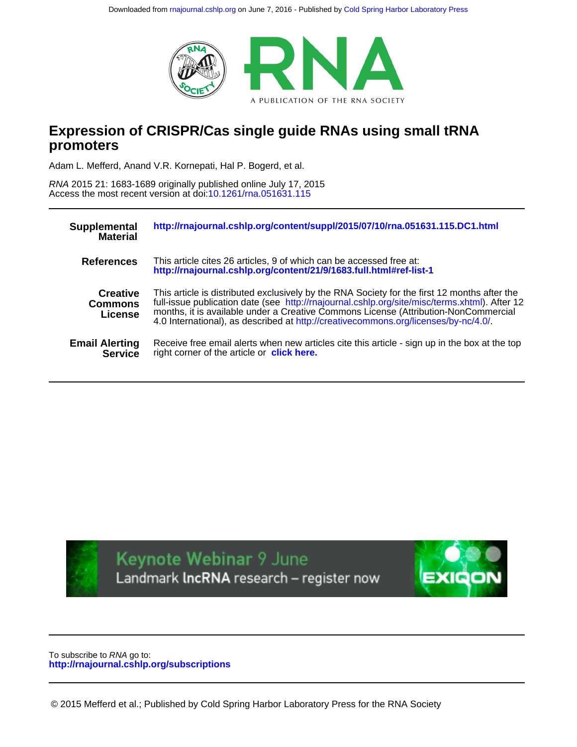# Expression of CRISPR/Cas single guide RNAs using small tRNA promoters

Adam L. Mefferd, Anand V.R. Kornepati, Hal P. Bogerd, et al.

*RNA* 2015 21: 1683-1689 originally published online July 17, 2015
Access the most recent version at doi:10.1261/rna.051631.115

| | |
|---|---|
| **Supplemental Material** | **http://rnajournal.cshlp.org/content/suppl/2015/07/10/rna.051631.115.DC1.html** |
| **References** | This article cites 26 articles, 9 of which can be accessed free at: **http://rnajournal.cshlp.org/content/21/9/1683.full.html#ref-list-1** |
| **Creative Commons License** | This article is distributed exclusively by the RNA Society for the first 12 months after the full-issue publication date (see http://rnajournal.cshlp.org/site/misc/terms.xhtml). After 12 months, it is available under a Creative Commons License (Attribution-NonCommercial 4.0 International), as described at http://creativecommons.org/licenses/by-nc/4.0/. |
| **Email Alerting Service** | Receive free email alerts when new articles cite this article - sign up in the box at the top right corner of the article or **click here.** |

To subscribe to *RNA* go to:
**http://rnajournal.cshlp.org/subscriptions**

© 2015 Mefferd et al.; Published by Cold Spring Harbor Laboratory Press for the RNA Society